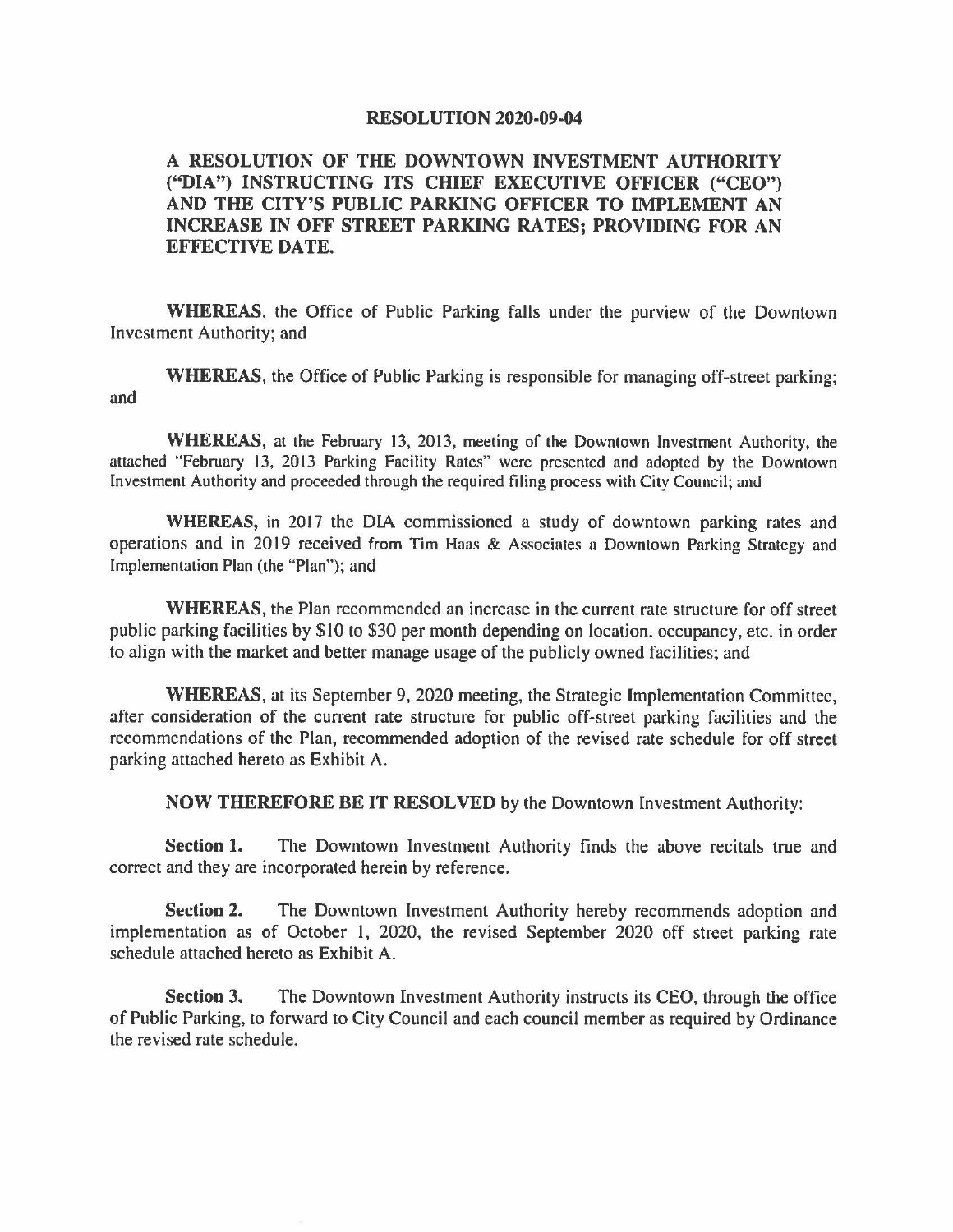# RESOLUTION 2020-09-04

## A RESOLUTION OF THE DOWNTOWN INVESTMENT AUTHORITY ("DIA") INSTRUCTING ITS CHIEF EXECUTIVE OFFICER ("CEO") AND THE CITY'S PUBLIC PARKING OFFICER TO IMPLEMENT AN INCREASE IN OFF STREET PARKING RATES; PROVIDING FOR AN EFFECTIVE DATE.

**WHEREAS**, the Office of Public Parking falls under the purview of the Downtown Investment Authority; and

**WHEREAS**, the Office of Public Parking is responsible for managing off-street parking; and

**WHEREAS**, at the February 13, 2013, meeting of the Downtown Investment Authority, the attached "February 13, 2013 Parking Facility Rates" were presented and adopted by the Downtown Investment Authority and proceeded through the required filing process with City Council; and

**WHEREAS,** in 2017 the DIA commissioned a study of downtown parking rates and operations and in 2019 received from Tim Haas & Associates a Downtown Parking Strategy and Implementation Plan (the "Plan"); and

**WHEREAS**, the Plan recommended an increase in the current rate structure for off street public parking facilities by $10 to $30 per month depending on location, occupancy, etc. in order to align with the market and better manage usage of the publicly owned facilities; and

**WHEREAS**, at its September 9, 2020 meeting, the Strategic Implementation Committee, after consideration of the current rate structure for public off-street parking facilities and the recommendations of the Plan, recommended adoption of the revised rate schedule for off street parking attached hereto as Exhibit A.

**NOW THEREFORE BE IT RESOLVED** by the Downtown Investment Authority:

**Section 1.** The Downtown Investment Authority finds the above recitals true and correct and they are incorporated herein by reference.

**Section 2.** The Downtown Investment Authority hereby recommends adoption and implementation as of October 1, 2020, the revised September 2020 off street parking rate schedule attached hereto as Exhibit A.

**Section 3.** The Downtown Investment Authority instructs its CEO, through the office of Public Parking, to forward to City Council and each council member as required by Ordinance the revised rate schedule.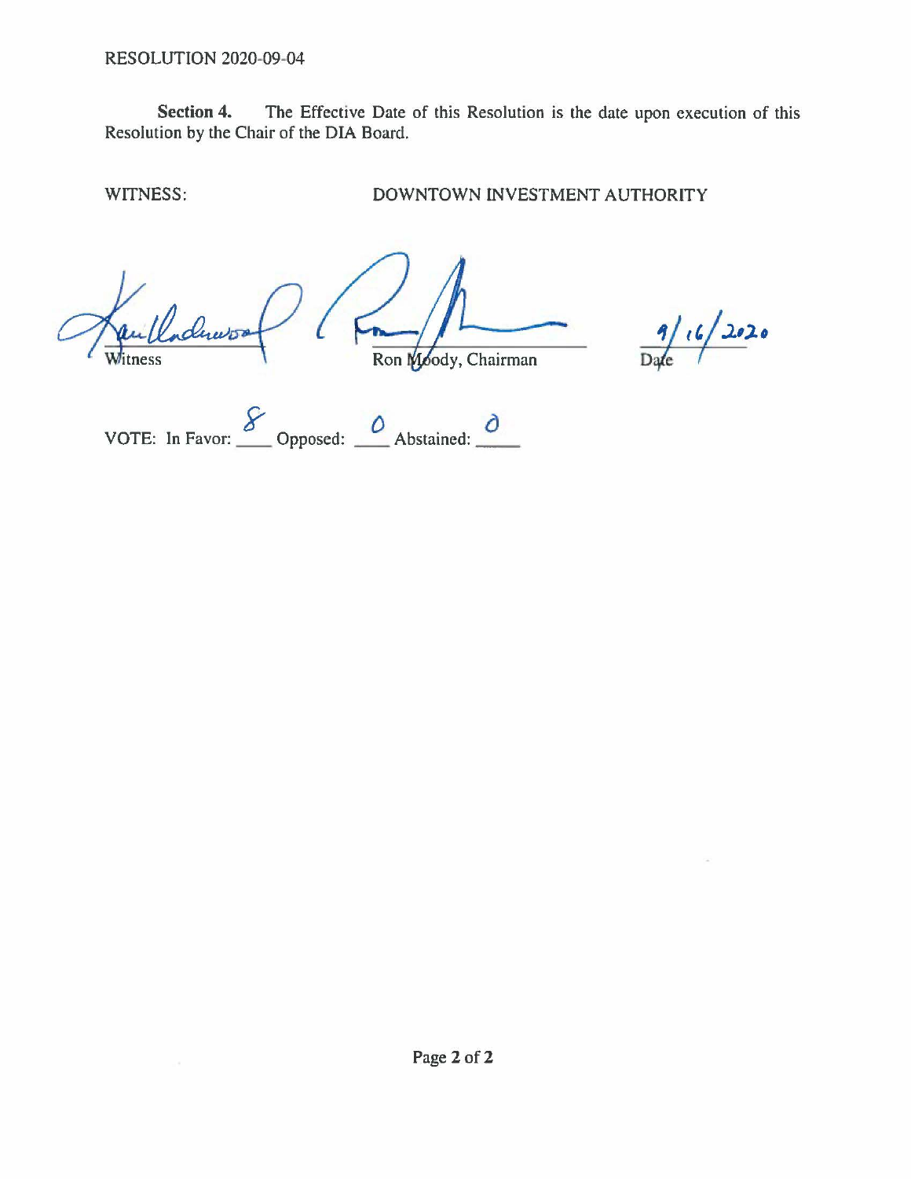RESOLUTION 2020-09-04

**Section 4.** The Effective Date of this Resolution is the date upon execution of this Resolution by the Chair of the DIA Board.

WITNESS: DOWNTOWN INVESTMENT AUTHORITY

Witness

Ron Moody, Chairman

9/16/2020

Date

VOTE: In Favor: 8 Opposed: 0 Abstained: 0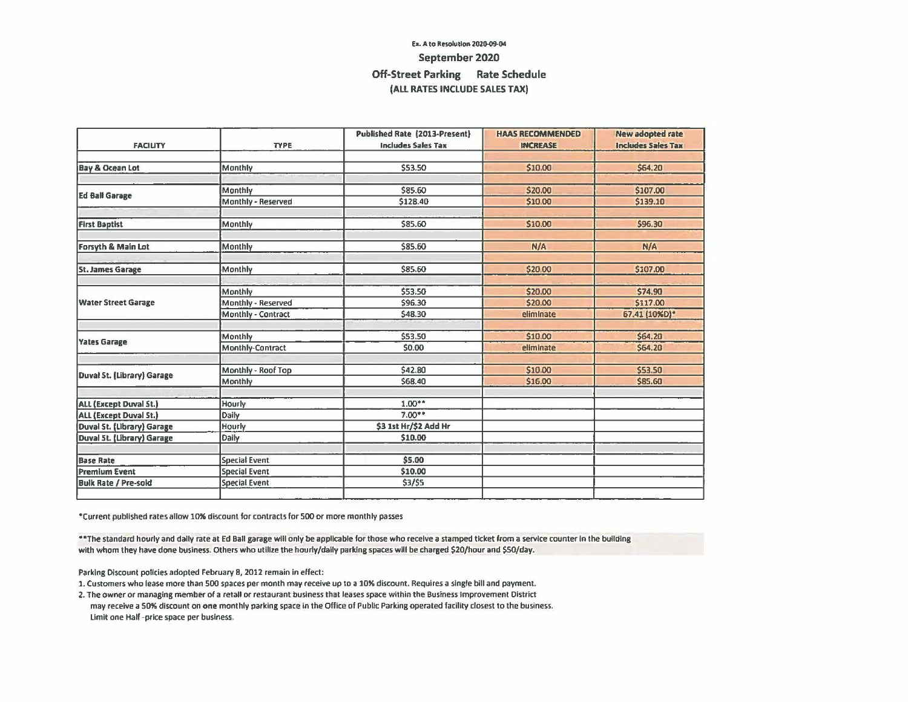Ex. A to Resolution 2020-09-04

## September 2020

## Off-Street Parking Rate Schedule

**(ALL RATES INCLUDE SALES TAX)**

| FACILITY | TYPE | Published Rate (2013-Present) Includes Sales Tax | HAAS RECOMMENDED INCREASE | New adopted rate Includes Sales Tax |
|---|---|---|---|---|
| Bay & Ocean Lot | Monthly | $53.50 | $10.00 | $64.20 |
| Ed Ball Garage | Monthly | $85.60 | $20.00 | $107.00 |
| | Monthly - Reserved | $128.40 | $10.00 | $139.10 |
| First Baptist | Monthly | $85.60 | $10.00 | $96.30 |
| Forsyth & Main Lot | Monthly | $85.60 | N/A | N/A |
| St. James Garage | Monthly | $85.60 | $20.00 | $107.00 |
| Water Street Garage | Monthly | $53.50 | $20.00 | $74.90 |
| | Monthly - Reserved | $96.30 | $20.00 | $117.00 |
| | Monthly - Contract | $48.30 | eliminate | 67.41 (10%D)* |
| Yates Garage | Monthly | $53.50 | $10.00 | $64.20 |
| | Monthly-Contract | $0.00 | eliminate | $64.20 |
| Duval St. (Library) Garage | Monthly - Roof Top | $42.80 | $10.00 | $53.50 |
| | Monthly | $68.40 | $16.00 | $85.60 |
| ALL (Except Duval St.) | Hourly | 1.00** | | |
| ALL (Except Duval St.) | Daily | 7.00** | | |
| Duval St. (Library) Garage | Hourly | $3 1st Hr/$2 Add Hr | | |
| Duval St. (Library) Garage | Daily | $10.00 | | |
| Base Rate | Special Event | $5.00 | | |
| Premium Event | Special Event | $10.00 | | |
| Bulk Rate / Pre-sold | Special Event | $3/$5 | | |

*Current published rates allow 10% discount for contracts for 500 or more monthly passes

**The standard hourly and daily rate at Ed Ball garage will only be applicable for those who receive a stamped ticket from a service counter in the building with whom they have done business. Others who utilize the hourly/daily parking spaces will be charged $20/hour and $50/day.

Parking Discount policies adopted February 8, 2012 remain in effect:

1. Customers who lease more than 500 spaces per month may receive up to a 10% discount. Requires a single bill and payment.
2. The owner or managing member of a retail or restaurant business that leases space within the Business Improvement District may receive a 50% discount on one monthly parking space in the Office of Public Parking operated facility closest to the business. Limit one Half -price space per business.